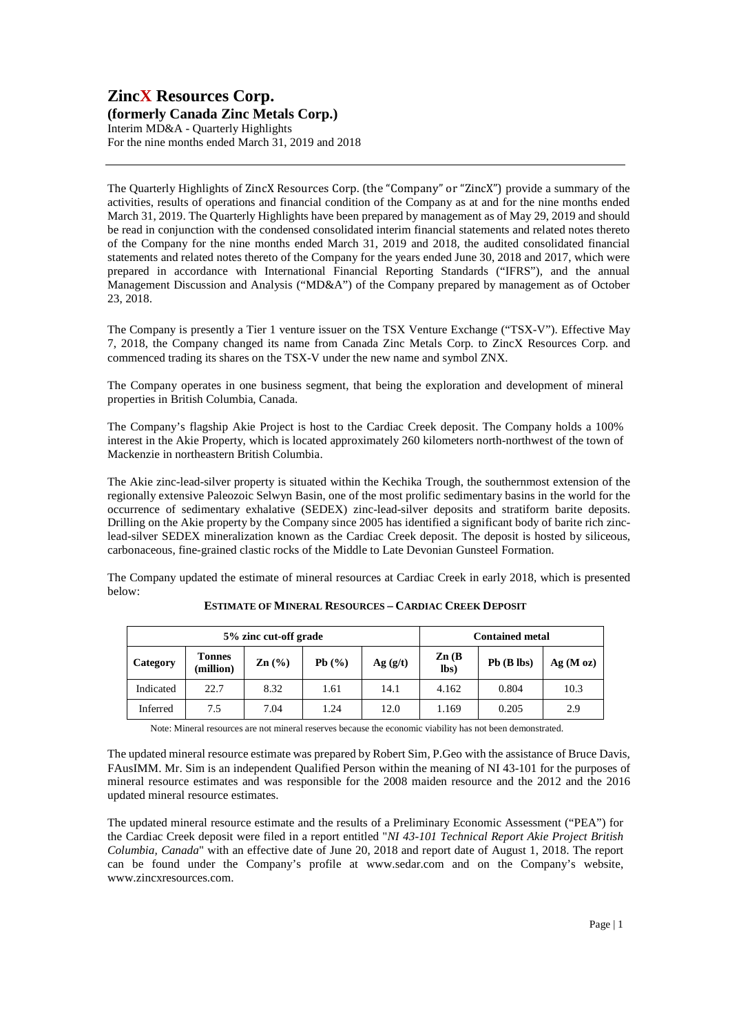# ZincX Resources Corp.

## (formerly Canada Zinc Metals Corp.)

Interim MD&A - Quarterly Highlights
For the nine months ended March 31, 2019 and 2018

---

The Quarterly Highlights of ZincX Resources Corp. (the "Company" or "ZincX") provide a summary of the activities, results of operations and financial condition of the Company as at and for the nine months ended March 31, 2019. The Quarterly Highlights have been prepared by management as of May 29, 2019 and should be read in conjunction with the condensed consolidated interim financial statements and related notes thereto of the Company for the nine months ended March 31, 2019 and 2018, the audited consolidated financial statements and related notes thereto of the Company for the years ended June 30, 2018 and 2017, which were prepared in accordance with International Financial Reporting Standards ("IFRS"), and the annual Management Discussion and Analysis ("MD&A") of the Company prepared by management as of October 23, 2018.

The Company is presently a Tier 1 venture issuer on the TSX Venture Exchange ("TSX-V"). Effective May 7, 2018, the Company changed its name from Canada Zinc Metals Corp. to ZincX Resources Corp. and commenced trading its shares on the TSX-V under the new name and symbol ZNX.

The Company operates in one business segment, that being the exploration and development of mineral properties in British Columbia, Canada.

The Company's flagship Akie Project is host to the Cardiac Creek deposit. The Company holds a 100% interest in the Akie Property, which is located approximately 260 kilometers north-northwest of the town of Mackenzie in northeastern British Columbia.

The Akie zinc-lead-silver property is situated within the Kechika Trough, the southernmost extension of the regionally extensive Paleozoic Selwyn Basin, one of the most prolific sedimentary basins in the world for the occurrence of sedimentary exhalative (SEDEX) zinc-lead-silver deposits and stratiform barite deposits. Drilling on the Akie property by the Company since 2005 has identified a significant body of barite rich zinc-lead-silver SEDEX mineralization known as the Cardiac Creek deposit. The deposit is hosted by siliceous, carbonaceous, fine-grained clastic rocks of the Middle to Late Devonian Gunsteel Formation.

The Company updated the estimate of mineral resources at Cardiac Creek in early 2018, which is presented below:

**ESTIMATE OF MINERAL RESOURCES – CARDIAC CREEK DEPOSIT**

| 5% zinc cut-off grade | | | | | Contained metal | | |
|---|---|---|---|---|---|---|---|
| **Category** | **Tonnes (million)** | **Zn (%)** | **Pb (%)** | **Ag (g/t)** | **Zn (B lbs)** | **Pb (B lbs)** | **Ag (M oz)** |
| Indicated | 22.7 | 8.32 | 1.61 | 14.1 | 4.162 | 0.804 | 10.3 |
| Inferred | 7.5 | 7.04 | 1.24 | 12.0 | 1.169 | 0.205 | 2.9 |

Note: Mineral resources are not mineral reserves because the economic viability has not been demonstrated.

The updated mineral resource estimate was prepared by Robert Sim, P.Geo with the assistance of Bruce Davis, FAusIMM. Mr. Sim is an independent Qualified Person within the meaning of NI 43-101 for the purposes of mineral resource estimates and was responsible for the 2008 maiden resource and the 2012 and the 2016 updated mineral resource estimates.

The updated mineral resource estimate and the results of a Preliminary Economic Assessment ("PEA") for the Cardiac Creek deposit were filed in a report entitled "*NI 43-101 Technical Report Akie Project British Columbia, Canada*" with an effective date of June 20, 2018 and report date of August 1, 2018. The report can be found under the Company's profile at www.sedar.com and on the Company's website, www.zincxresources.com.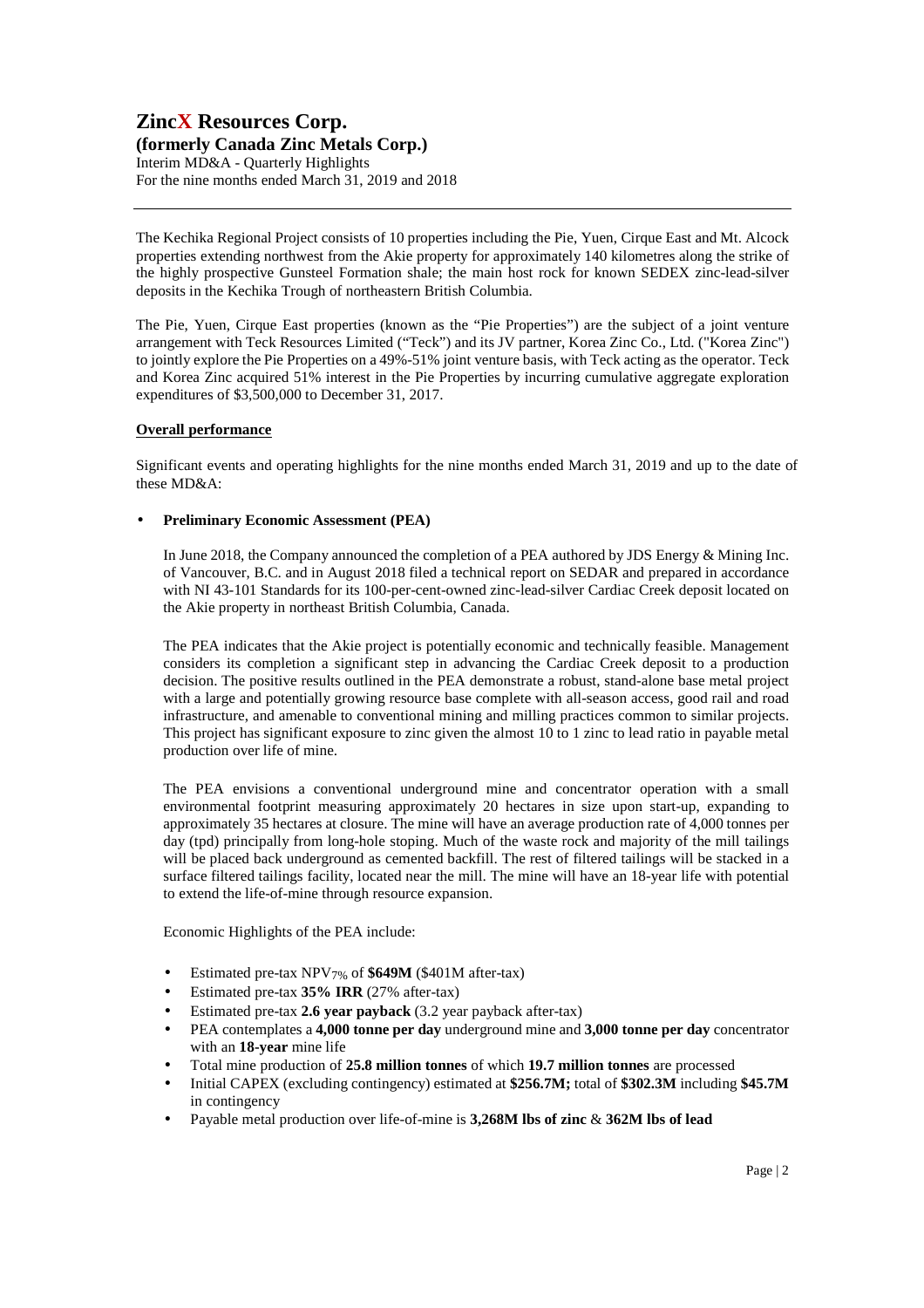The Kechika Regional Project consists of 10 properties including the Pie, Yuen, Cirque East and Mt. Alcock properties extending northwest from the Akie property for approximately 140 kilometres along the strike of the highly prospective Gunsteel Formation shale; the main host rock for known SEDEX zinc-lead-silver deposits in the Kechika Trough of northeastern British Columbia.

The Pie, Yuen, Cirque East properties (known as the "Pie Properties") are the subject of a joint venture arrangement with Teck Resources Limited ("Teck") and its JV partner, Korea Zinc Co., Ltd. ("Korea Zinc") to jointly explore the Pie Properties on a 49%-51% joint venture basis, with Teck acting as the operator. Teck and Korea Zinc acquired 51% interest in the Pie Properties by incurring cumulative aggregate exploration expenditures of $3,500,000 to December 31, 2017.

## Overall performance

Significant events and operating highlights for the nine months ended March 31, 2019 and up to the date of these MD&A:

- **Preliminary Economic Assessment (PEA)**

  In June 2018, the Company announced the completion of a PEA authored by JDS Energy & Mining Inc. of Vancouver, B.C. and in August 2018 filed a technical report on SEDAR and prepared in accordance with NI 43-101 Standards for its 100-per-cent-owned zinc-lead-silver Cardiac Creek deposit located on the Akie property in northeast British Columbia, Canada.

  The PEA indicates that the Akie project is potentially economic and technically feasible. Management considers its completion a significant step in advancing the Cardiac Creek deposit to a production decision. The positive results outlined in the PEA demonstrate a robust, stand-alone base metal project with a large and potentially growing resource base complete with all-season access, good rail and road infrastructure, and amenable to conventional mining and milling practices common to similar projects. This project has significant exposure to zinc given the almost 10 to 1 zinc to lead ratio in payable metal production over life of mine.

  The PEA envisions a conventional underground mine and concentrator operation with a small environmental footprint measuring approximately 20 hectares in size upon start-up, expanding to approximately 35 hectares at closure. The mine will have an average production rate of 4,000 tonnes per day (tpd) principally from long-hole stoping. Much of the waste rock and majority of the mill tailings will be placed back underground as cemented backfill. The rest of filtered tailings will be stacked in a surface filtered tailings facility, located near the mill. The mine will have an 18-year life with potential to extend the life-of-mine through resource expansion.

  Economic Highlights of the PEA include:

  - Estimated pre-tax $NPV_{7\%}$ of **$649M** ($401M after-tax)
  - Estimated pre-tax **35% IRR** (27% after-tax)
  - Estimated pre-tax **2.6 year payback** (3.2 year payback after-tax)
  - PEA contemplates a **4,000 tonne per day** underground mine and **3,000 tonne per day** concentrator with an **18-year** mine life
  - Total mine production of **25.8 million tonnes** of which **19.7 million tonnes** are processed
  - Initial CAPEX (excluding contingency) estimated at **$256.7M;** total of **$302.3M** including **$45.7M** in contingency
  - Payable metal production over life-of-mine is **3,268M lbs of zinc** & **362M lbs of lead**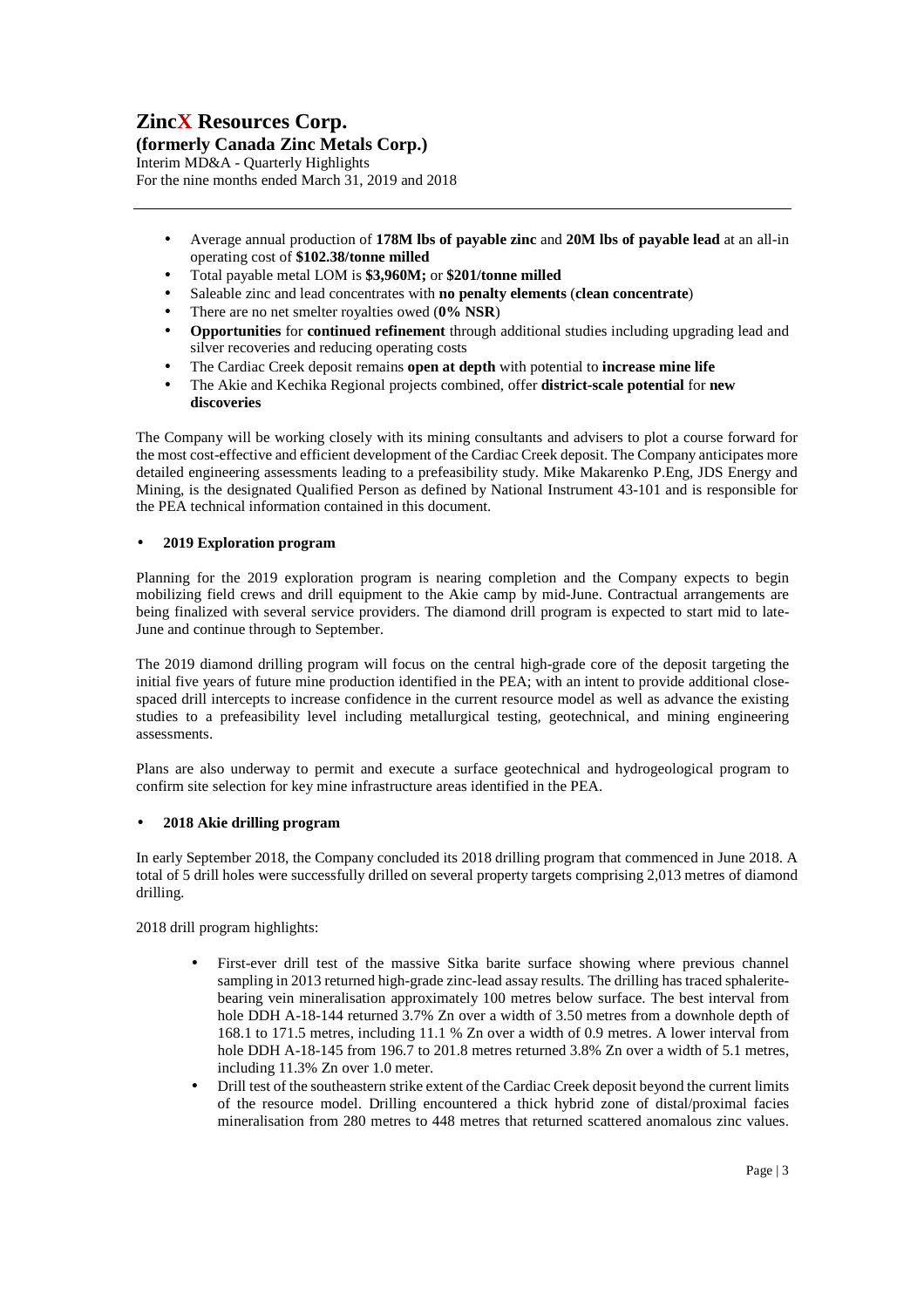- Average annual production of **178M lbs of payable zinc** and **20M lbs of payable lead** at an all-in operating cost of **$102.38/tonne milled**
- Total payable metal LOM is **$3,960M;** or **$201/tonne milled**
- Saleable zinc and lead concentrates with **no penalty elements** (**clean concentrate**)
- There are no net smelter royalties owed (**0% NSR**)
- **Opportunities** for **continued refinement** through additional studies including upgrading lead and silver recoveries and reducing operating costs
- The Cardiac Creek deposit remains **open at depth** with potential to **increase mine life**
- The Akie and Kechika Regional projects combined, offer **district-scale potential** for **new discoveries**

The Company will be working closely with its mining consultants and advisers to plot a course forward for the most cost-effective and efficient development of the Cardiac Creek deposit. The Company anticipates more detailed engineering assessments leading to a prefeasibility study. Mike Makarenko P.Eng, JDS Energy and Mining, is the designated Qualified Person as defined by National Instrument 43-101 and is responsible for the PEA technical information contained in this document.

- **2019 Exploration program**

Planning for the 2019 exploration program is nearing completion and the Company expects to begin mobilizing field crews and drill equipment to the Akie camp by mid-June. Contractual arrangements are being finalized with several service providers. The diamond drill program is expected to start mid to late-June and continue through to September.

The 2019 diamond drilling program will focus on the central high-grade core of the deposit targeting the initial five years of future mine production identified in the PEA; with an intent to provide additional close-spaced drill intercepts to increase confidence in the current resource model as well as advance the existing studies to a prefeasibility level including metallurgical testing, geotechnical, and mining engineering assessments.

Plans are also underway to permit and execute a surface geotechnical and hydrogeological program to confirm site selection for key mine infrastructure areas identified in the PEA.

- **2018 Akie drilling program**

In early September 2018, the Company concluded its 2018 drilling program that commenced in June 2018. A total of 5 drill holes were successfully drilled on several property targets comprising 2,013 metres of diamond drilling.

2018 drill program highlights:

- First-ever drill test of the massive Sitka barite surface showing where previous channel sampling in 2013 returned high-grade zinc-lead assay results. The drilling has traced sphalerite-bearing vein mineralisation approximately 100 metres below surface. The best interval from hole DDH A-18-144 returned 3.7% Zn over a width of 3.50 metres from a downhole depth of 168.1 to 171.5 metres, including 11.1 % Zn over a width of 0.9 metres. A lower interval from hole DDH A-18-145 from 196.7 to 201.8 metres returned 3.8% Zn over a width of 5.1 metres, including 11.3% Zn over 1.0 meter.
- Drill test of the southeastern strike extent of the Cardiac Creek deposit beyond the current limits of the resource model. Drilling encountered a thick hybrid zone of distal/proximal facies mineralisation from 280 metres to 448 metres that returned scattered anomalous zinc values.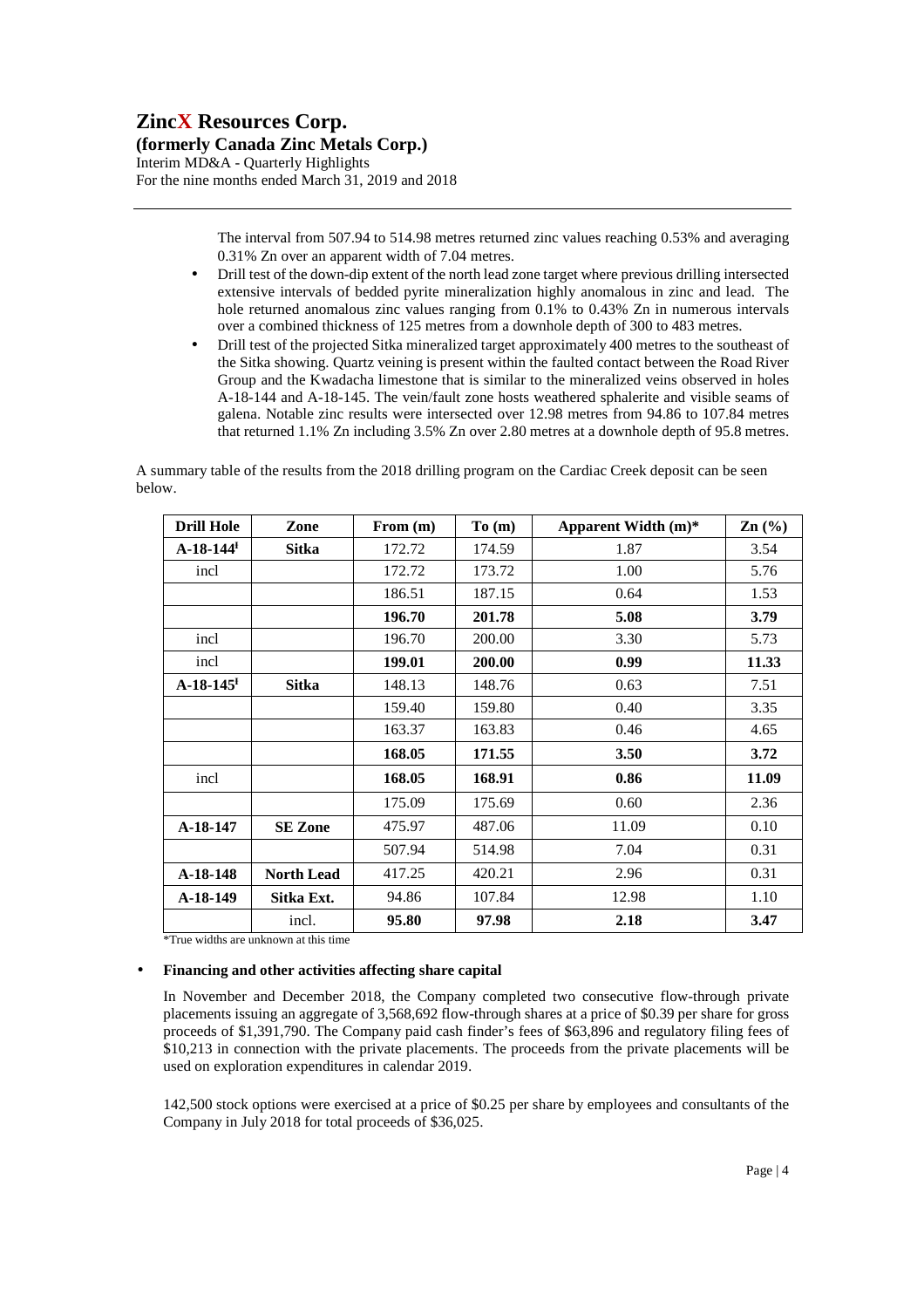The interval from 507.94 to 514.98 metres returned zinc values reaching 0.53% and averaging 0.31% Zn over an apparent width of 7.04 metres.

- Drill test of the down-dip extent of the north lead zone target where previous drilling intersected extensive intervals of bedded pyrite mineralization highly anomalous in zinc and lead. The hole returned anomalous zinc values ranging from 0.1% to 0.43% Zn in numerous intervals over a combined thickness of 125 metres from a downhole depth of 300 to 483 metres.
- Drill test of the projected Sitka mineralized target approximately 400 metres to the southeast of the Sitka showing. Quartz veining is present within the faulted contact between the Road River Group and the Kwadacha limestone that is similar to the mineralized veins observed in holes A-18-144 and A-18-145. The vein/fault zone hosts weathered sphalerite and visible seams of galena. Notable zinc results were intersected over 12.98 metres from 94.86 to 107.84 metres that returned 1.1% Zn including 3.5% Zn over 2.80 metres at a downhole depth of 95.8 metres.

A summary table of the results from the 2018 drilling program on the Cardiac Creek deposit can be seen below.

| Drill Hole | Zone | From (m) | To (m) | Apparent Width (m)* | Zn (%) |
|---|---|---|---|---|---|
| **A-18-144[I]** | **Sitka** | 172.72 | 174.59 | 1.87 | 3.54 |
| incl | | 172.72 | 173.72 | 1.00 | 5.76 |
| | | 186.51 | 187.15 | 0.64 | 1.53 |
| | | **196.70** | **201.78** | **5.08** | **3.79** |
| incl | | 196.70 | 200.00 | 3.30 | 5.73 |
| incl | | **199.01** | **200.00** | **0.99** | **11.33** |
| **A-18-145[I]** | **Sitka** | 148.13 | 148.76 | 0.63 | 7.51 |
| | | 159.40 | 159.80 | 0.40 | 3.35 |
| | | 163.37 | 163.83 | 0.46 | 4.65 |
| | | **168.05** | **171.55** | **3.50** | **3.72** |
| incl | | **168.05** | **168.91** | **0.86** | **11.09** |
| | | 175.09 | 175.69 | 0.60 | 2.36 |
| **A-18-147** | **SE Zone** | 475.97 | 487.06 | 11.09 | 0.10 |
| | | 507.94 | 514.98 | 7.04 | 0.31 |
| **A-18-148** | **North Lead** | 417.25 | 420.21 | 2.96 | 0.31 |
| **A-18-149** | **Sitka Ext.** | 94.86 | 107.84 | 12.98 | 1.10 |
| | incl. | **95.80** | **97.98** | **2.18** | **3.47** |

*True widths are unknown at this time

- **Financing and other activities affecting share capital**

In November and December 2018, the Company completed two consecutive flow-through private placements issuing an aggregate of 3,568,692 flow-through shares at a price of $0.39 per share for gross proceeds of $1,391,790. The Company paid cash finder's fees of $63,896 and regulatory filing fees of $10,213 in connection with the private placements. The proceeds from the private placements will be used on exploration expenditures in calendar 2019.

142,500 stock options were exercised at a price of $0.25 per share by employees and consultants of the Company in July 2018 for total proceeds of $36,025.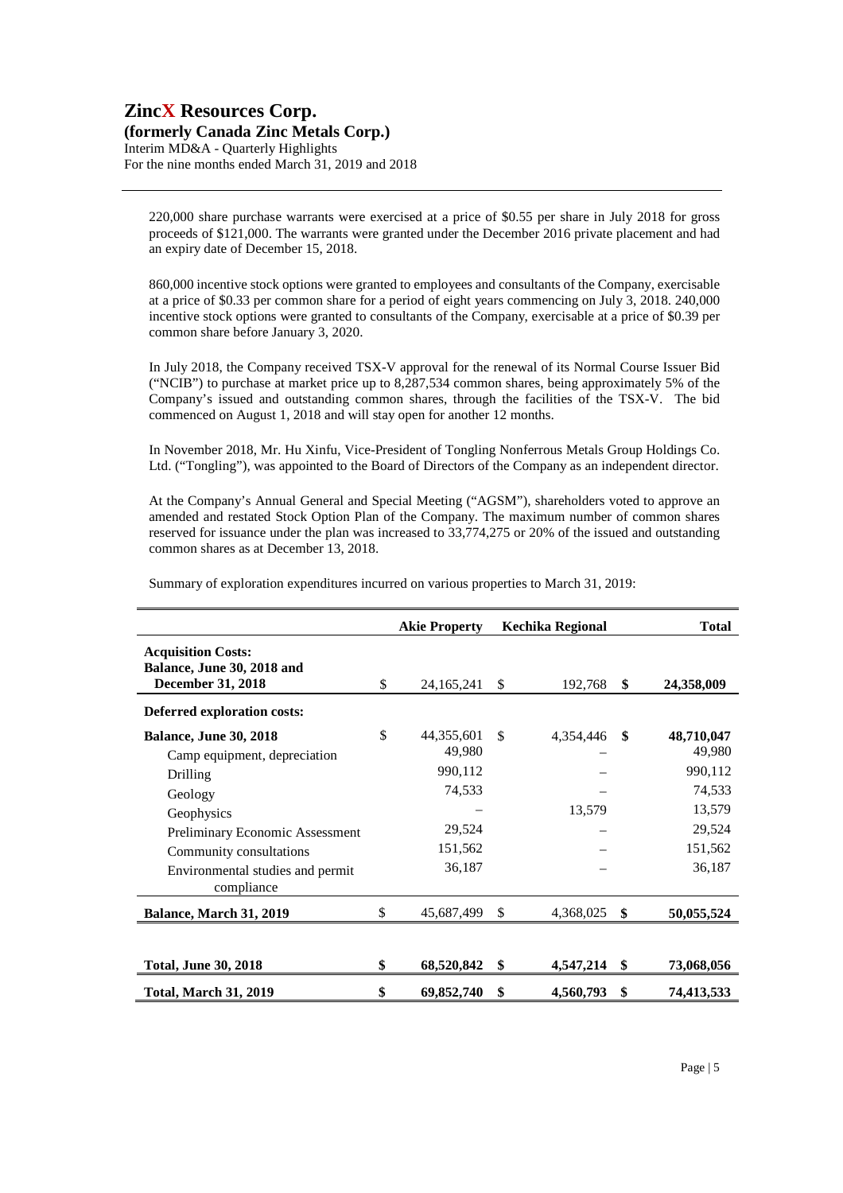220,000 share purchase warrants were exercised at a price of $0.55 per share in July 2018 for gross proceeds of $121,000. The warrants were granted under the December 2016 private placement and had an expiry date of December 15, 2018.

860,000 incentive stock options were granted to employees and consultants of the Company, exercisable at a price of $0.33 per common share for a period of eight years commencing on July 3, 2018. 240,000 incentive stock options were granted to consultants of the Company, exercisable at a price of $0.39 per common share before January 3, 2020.

In July 2018, the Company received TSX-V approval for the renewal of its Normal Course Issuer Bid ("NCIB") to purchase at market price up to 8,287,534 common shares, being approximately 5% of the Company's issued and outstanding common shares, through the facilities of the TSX-V. The bid commenced on August 1, 2018 and will stay open for another 12 months.

In November 2018, Mr. Hu Xinfu, Vice-President of Tongling Nonferrous Metals Group Holdings Co. Ltd. ("Tongling"), was appointed to the Board of Directors of the Company as an independent director.

At the Company's Annual General and Special Meeting ("AGSM"), shareholders voted to approve an amended and restated Stock Option Plan of the Company. The maximum number of common shares reserved for issuance under the plan was increased to 33,774,275 or 20% of the issued and outstanding common shares as at December 13, 2018.

Summary of exploration expenditures incurred on various properties to March 31, 2019:

| | Akie Property | Kechika Regional | Total |
|---|---|---|---|
| **Acquisition Costs:** **Balance, June 30, 2018 and December 31, 2018** | $ 24,165,241 | $ 192,768 | **$ 24,358,009** |
| **Deferred exploration costs:** | | | |
| **Balance, June 30, 2018** | $ 44,355,601 | $ 4,354,446 | **$ 48,710,047** |
| Camp equipment, depreciation | 49,980 | – | 49,980 |
| Drilling | 990,112 | – | 990,112 |
| Geology | 74,533 | – | 74,533 |
| Geophysics | – | 13,579 | 13,579 |
| Preliminary Economic Assessment | 29,524 | – | 29,524 |
| Community consultations | 151,562 | – | 151,562 |
| Environmental studies and permit compliance | 36,187 | – | 36,187 |
| **Balance, March 31, 2019** | $ 45,687,499 | $ 4,368,025 | **$ 50,055,524** |
| | | | |
| **Total, June 30, 2018** | **$ 68,520,842** | **$ 4,547,214** | **$ 73,068,056** |
| **Total, March 31, 2019** | **$ 69,852,740** | **$ 4,560,793** | **$ 74,413,533** |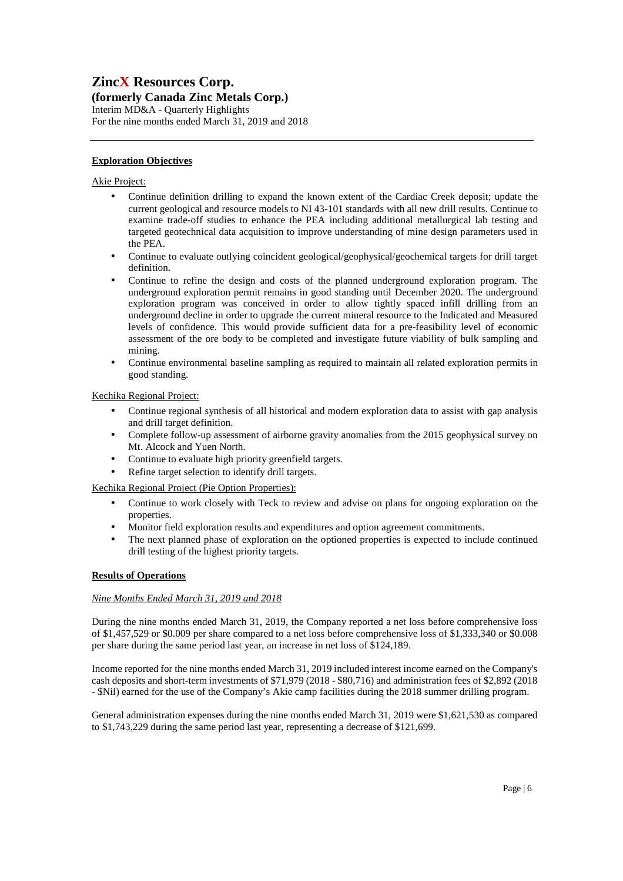## Exploration Objectives

Akie Project:

- Continue definition drilling to expand the known extent of the Cardiac Creek deposit; update the current geological and resource models to NI 43-101 standards with all new drill results. Continue to examine trade-off studies to enhance the PEA including additional metallurgical lab testing and targeted geotechnical data acquisition to improve understanding of mine design parameters used in the PEA.
- Continue to evaluate outlying coincident geological/geophysical/geochemical targets for drill target definition.
- Continue to refine the design and costs of the planned underground exploration program. The underground exploration permit remains in good standing until December 2020. The underground exploration program was conceived in order to allow tightly spaced infill drilling from an underground decline in order to upgrade the current mineral resource to the Indicated and Measured levels of confidence. This would provide sufficient data for a pre-feasibility level of economic assessment of the ore body to be completed and investigate future viability of bulk sampling and mining.
- Continue environmental baseline sampling as required to maintain all related exploration permits in good standing.

Kechika Regional Project:

- Continue regional synthesis of all historical and modern exploration data to assist with gap analysis and drill target definition.
- Complete follow-up assessment of airborne gravity anomalies from the 2015 geophysical survey on Mt. Alcock and Yuen North.
- Continue to evaluate high priority greenfield targets.
- Refine target selection to identify drill targets.

Kechika Regional Project (Pie Option Properties):

- Continue to work closely with Teck to review and advise on plans for ongoing exploration on the properties.
- Monitor field exploration results and expenditures and option agreement commitments.
- The next planned phase of exploration on the optioned properties is expected to include continued drill testing of the highest priority targets.

## Results of Operations

*Nine Months Ended March 31, 2019 and 2018*

During the nine months ended March 31, 2019, the Company reported a net loss before comprehensive loss of $1,457,529 or $0.009 per share compared to a net loss before comprehensive loss of $1,333,340 or $0.008 per share during the same period last year, an increase in net loss of $124,189.

Income reported for the nine months ended March 31, 2019 included interest income earned on the Company's cash deposits and short-term investments of $71,979 (2018 - $80,716) and administration fees of $2,892 (2018 - $Nil) earned for the use of the Company's Akie camp facilities during the 2018 summer drilling program.

General administration expenses during the nine months ended March 31, 2019 were $1,621,530 as compared to $1,743,229 during the same period last year, representing a decrease of $121,699.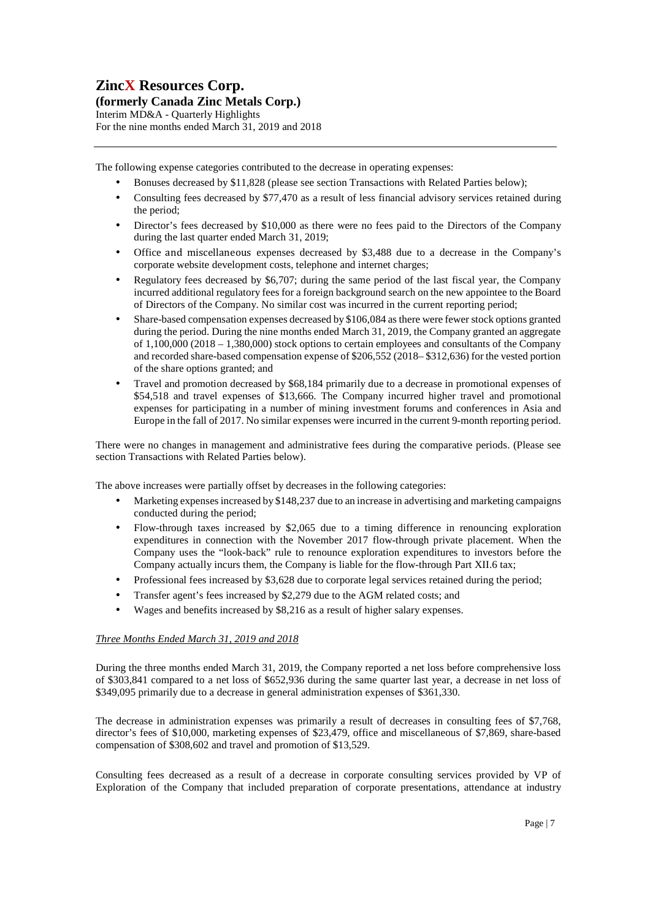The following expense categories contributed to the decrease in operating expenses:

- Bonuses decreased by $11,828 (please see section Transactions with Related Parties below);
- Consulting fees decreased by $77,470 as a result of less financial advisory services retained during the period;
- Director's fees decreased by $10,000 as there were no fees paid to the Directors of the Company during the last quarter ended March 31, 2019;
- Office and miscellaneous expenses decreased by $3,488 due to a decrease in the Company's corporate website development costs, telephone and internet charges;
- Regulatory fees decreased by $6,707; during the same period of the last fiscal year, the Company incurred additional regulatory fees for a foreign background search on the new appointee to the Board of Directors of the Company. No similar cost was incurred in the current reporting period;
- Share-based compensation expenses decreased by $106,084 as there were fewer stock options granted during the period. During the nine months ended March 31, 2019, the Company granted an aggregate of 1,100,000 (2018 – 1,380,000) stock options to certain employees and consultants of the Company and recorded share-based compensation expense of $206,552 (2018– $312,636) for the vested portion of the share options granted; and
- Travel and promotion decreased by $68,184 primarily due to a decrease in promotional expenses of $54,518 and travel expenses of $13,666. The Company incurred higher travel and promotional expenses for participating in a number of mining investment forums and conferences in Asia and Europe in the fall of 2017. No similar expenses were incurred in the current 9-month reporting period.

There were no changes in management and administrative fees during the comparative periods. (Please see section Transactions with Related Parties below).

The above increases were partially offset by decreases in the following categories:

- Marketing expenses increased by $148,237 due to an increase in advertising and marketing campaigns conducted during the period;
- Flow-through taxes increased by $2,065 due to a timing difference in renouncing exploration expenditures in connection with the November 2017 flow-through private placement. When the Company uses the "look-back" rule to renounce exploration expenditures to investors before the Company actually incurs them, the Company is liable for the flow-through Part XII.6 tax;
- Professional fees increased by $3,628 due to corporate legal services retained during the period;
- Transfer agent's fees increased by $2,279 due to the AGM related costs; and
- Wages and benefits increased by $8,216 as a result of higher salary expenses.

*Three Months Ended March 31, 2019 and 2018*

During the three months ended March 31, 2019, the Company reported a net loss before comprehensive loss of $303,841 compared to a net loss of $652,936 during the same quarter last year, a decrease in net loss of $349,095 primarily due to a decrease in general administration expenses of $361,330.

The decrease in administration expenses was primarily a result of decreases in consulting fees of $7,768, director's fees of $10,000, marketing expenses of $23,479, office and miscellaneous of $7,869, share-based compensation of $308,602 and travel and promotion of $13,529.

Consulting fees decreased as a result of a decrease in corporate consulting services provided by VP of Exploration of the Company that included preparation of corporate presentations, attendance at industry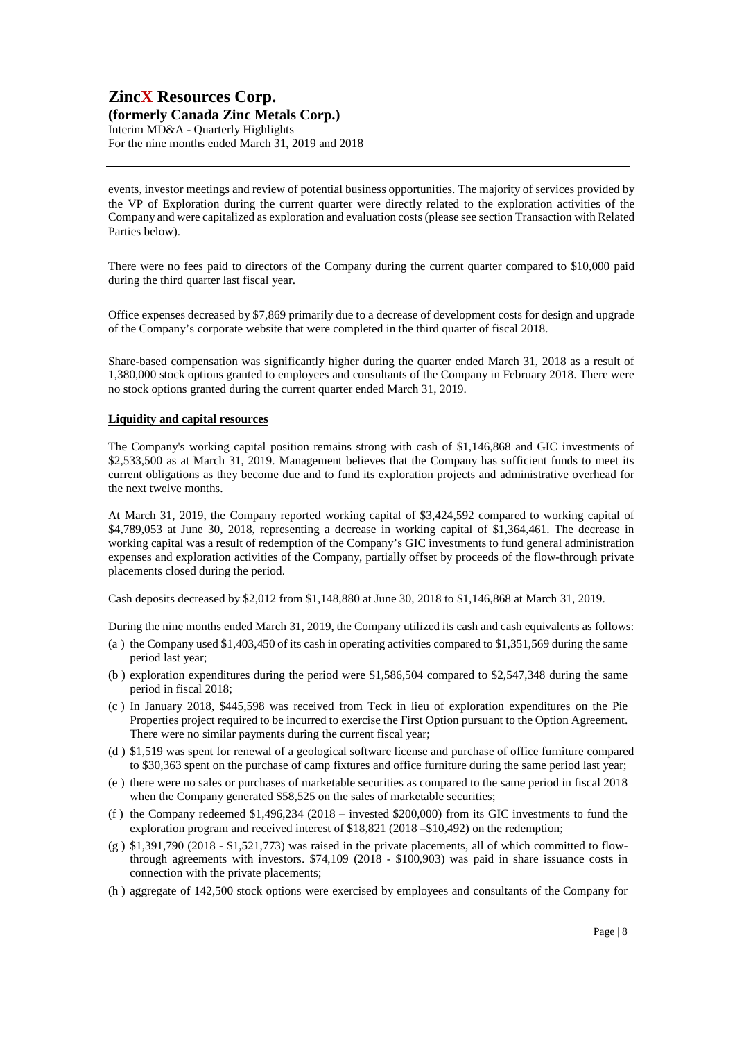events, investor meetings and review of potential business opportunities. The majority of services provided by the VP of Exploration during the current quarter were directly related to the exploration activities of the Company and were capitalized as exploration and evaluation costs (please see section Transaction with Related Parties below).

There were no fees paid to directors of the Company during the current quarter compared to $10,000 paid during the third quarter last fiscal year.

Office expenses decreased by $7,869 primarily due to a decrease of development costs for design and upgrade of the Company's corporate website that were completed in the third quarter of fiscal 2018.

Share-based compensation was significantly higher during the quarter ended March 31, 2018 as a result of 1,380,000 stock options granted to employees and consultants of the Company in February 2018. There were no stock options granted during the current quarter ended March 31, 2019.

**Liquidity and capital resources**

The Company's working capital position remains strong with cash of $1,146,868 and GIC investments of $2,533,500 as at March 31, 2019. Management believes that the Company has sufficient funds to meet its current obligations as they become due and to fund its exploration projects and administrative overhead for the next twelve months.

At March 31, 2019, the Company reported working capital of $3,424,592 compared to working capital of $4,789,053 at June 30, 2018, representing a decrease in working capital of $1,364,461. The decrease in working capital was a result of redemption of the Company's GIC investments to fund general administration expenses and exploration activities of the Company, partially offset by proceeds of the flow-through private placements closed during the period.

Cash deposits decreased by $2,012 from $1,148,880 at June 30, 2018 to $1,146,868 at March 31, 2019.

During the nine months ended March 31, 2019, the Company utilized its cash and cash equivalents as follows:

(a) the Company used $1,403,450 of its cash in operating activities compared to $1,351,569 during the same period last year;

(b) exploration expenditures during the period were $1,586,504 compared to $2,547,348 during the same period in fiscal 2018;

(c) In January 2018, $445,598 was received from Teck in lieu of exploration expenditures on the Pie Properties project required to be incurred to exercise the First Option pursuant to the Option Agreement. There were no similar payments during the current fiscal year;

(d) $1,519 was spent for renewal of a geological software license and purchase of office furniture compared to $30,363 spent on the purchase of camp fixtures and office furniture during the same period last year;

(e) there were no sales or purchases of marketable securities as compared to the same period in fiscal 2018 when the Company generated $58,525 on the sales of marketable securities;

(f) the Company redeemed $1,496,234 (2018 – invested $200,000) from its GIC investments to fund the exploration program and received interest of $18,821 (2018 –$10,492) on the redemption;

(g) $1,391,790 (2018 - $1,521,773) was raised in the private placements, all of which committed to flow-through agreements with investors. $74,109 (2018 - $100,903) was paid in share issuance costs in connection with the private placements;

(h) aggregate of 142,500 stock options were exercised by employees and consultants of the Company for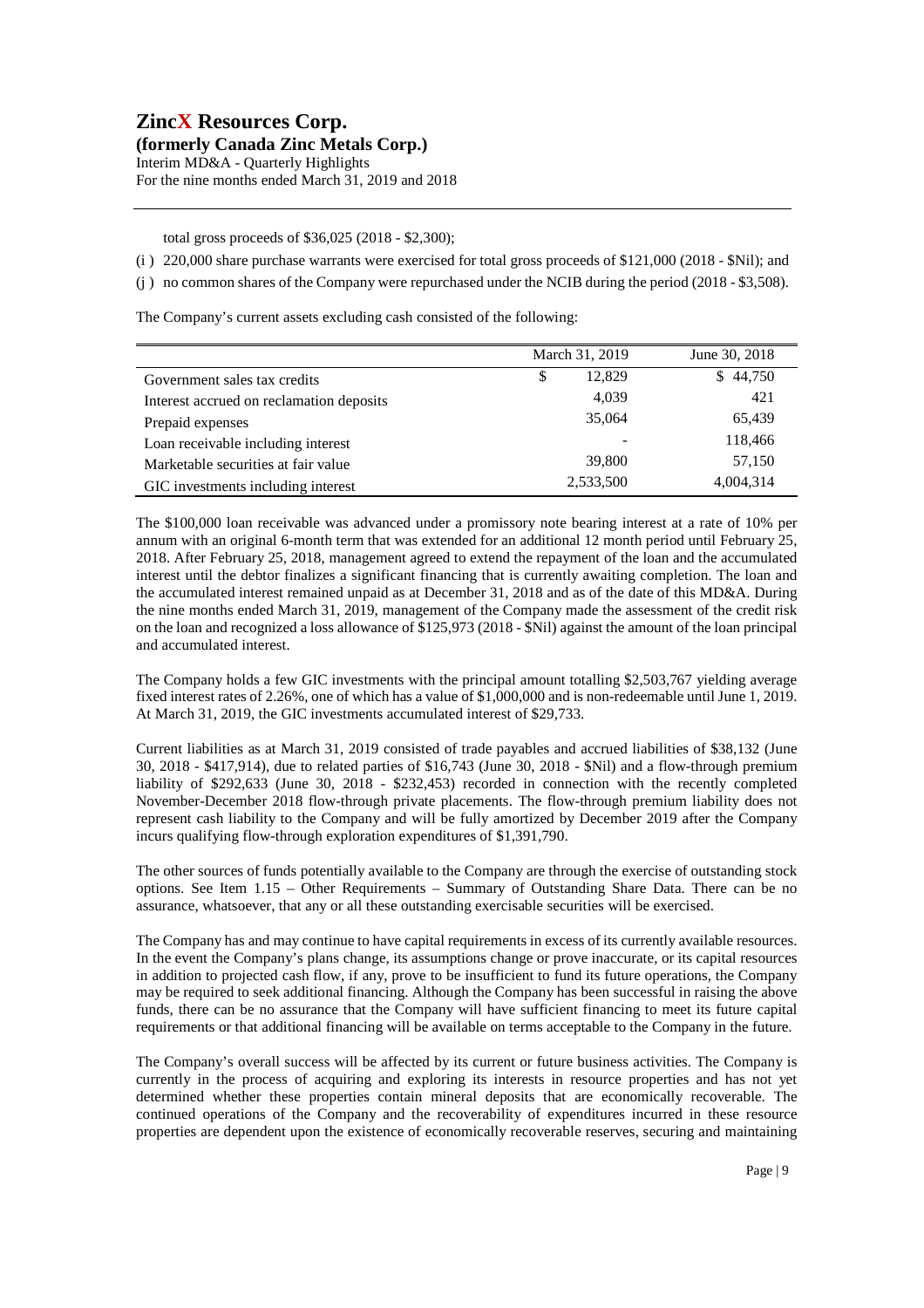total gross proceeds of $36,025 (2018 - $2,300);

(i) 220,000 share purchase warrants were exercised for total gross proceeds of $121,000 (2018 - $Nil); and

(j) no common shares of the Company were repurchased under the NCIB during the period (2018 - $3,508).

The Company's current assets excluding cash consisted of the following:

| | March 31, 2019 | June 30, 2018 |
|---|---|---|
| Government sales tax credits | $ 12,829 | $ 44,750 |
| Interest accrued on reclamation deposits | 4,039 | 421 |
| Prepaid expenses | 35,064 | 65,439 |
| Loan receivable including interest | - | 118,466 |
| Marketable securities at fair value | 39,800 | 57,150 |
| GIC investments including interest | 2,533,500 | 4,004,314 |

The $100,000 loan receivable was advanced under a promissory note bearing interest at a rate of 10% per annum with an original 6-month term that was extended for an additional 12 month period until February 25, 2018. After February 25, 2018, management agreed to extend the repayment of the loan and the accumulated interest until the debtor finalizes a significant financing that is currently awaiting completion. The loan and the accumulated interest remained unpaid as at December 31, 2018 and as of the date of this MD&A. During the nine months ended March 31, 2019, management of the Company made the assessment of the credit risk on the loan and recognized a loss allowance of $125,973 (2018 - $Nil) against the amount of the loan principal and accumulated interest.

The Company holds a few GIC investments with the principal amount totalling $2,503,767 yielding average fixed interest rates of 2.26%, one of which has a value of $1,000,000 and is non-redeemable until June 1, 2019. At March 31, 2019, the GIC investments accumulated interest of $29,733.

Current liabilities as at March 31, 2019 consisted of trade payables and accrued liabilities of $38,132 (June 30, 2018 - $417,914), due to related parties of $16,743 (June 30, 2018 - $Nil) and a flow-through premium liability of $292,633 (June 30, 2018 - $232,453) recorded in connection with the recently completed November-December 2018 flow-through private placements. The flow-through premium liability does not represent cash liability to the Company and will be fully amortized by December 2019 after the Company incurs qualifying flow-through exploration expenditures of $1,391,790.

The other sources of funds potentially available to the Company are through the exercise of outstanding stock options. See Item 1.15 – Other Requirements – Summary of Outstanding Share Data. There can be no assurance, whatsoever, that any or all these outstanding exercisable securities will be exercised.

The Company has and may continue to have capital requirements in excess of its currently available resources. In the event the Company's plans change, its assumptions change or prove inaccurate, or its capital resources in addition to projected cash flow, if any, prove to be insufficient to fund its future operations, the Company may be required to seek additional financing. Although the Company has been successful in raising the above funds, there can be no assurance that the Company will have sufficient financing to meet its future capital requirements or that additional financing will be available on terms acceptable to the Company in the future.

The Company's overall success will be affected by its current or future business activities. The Company is currently in the process of acquiring and exploring its interests in resource properties and has not yet determined whether these properties contain mineral deposits that are economically recoverable. The continued operations of the Company and the recoverability of expenditures incurred in these resource properties are dependent upon the existence of economically recoverable reserves, securing and maintaining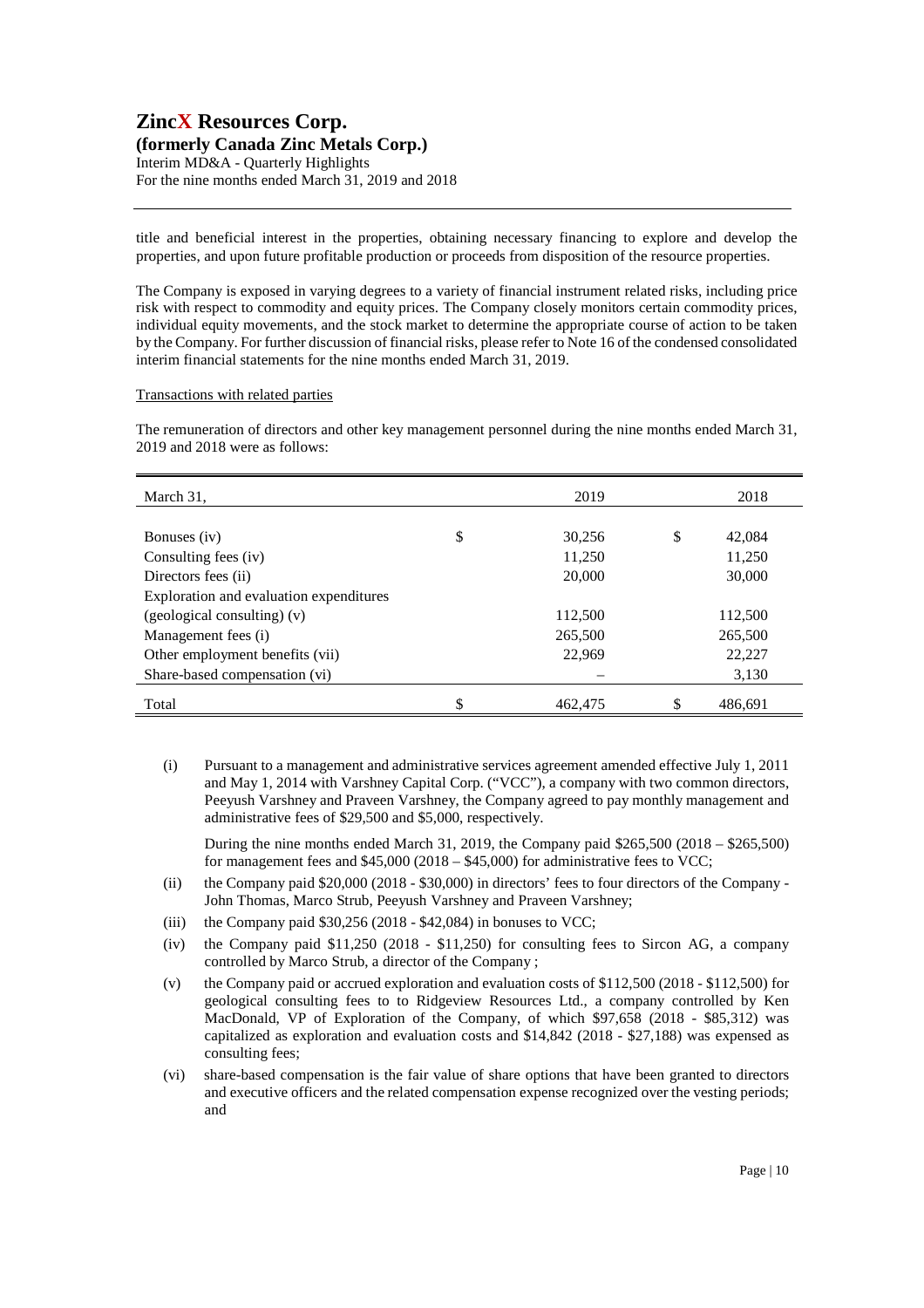title and beneficial interest in the properties, obtaining necessary financing to explore and develop the properties, and upon future profitable production or proceeds from disposition of the resource properties.

The Company is exposed in varying degrees to a variety of financial instrument related risks, including price risk with respect to commodity and equity prices. The Company closely monitors certain commodity prices, individual equity movements, and the stock market to determine the appropriate course of action to be taken by the Company. For further discussion of financial risks, please refer to Note 16 of the condensed consolidated interim financial statements for the nine months ended March 31, 2019.

Transactions with related parties

The remuneration of directors and other key management personnel during the nine months ended March 31, 2019 and 2018 were as follows:

| March 31, | | 2019 | | 2018 |
|---|---|---|---|---|
| Bonuses (iv) | $ | 30,256 | $ | 42,084 |
| Consulting fees (iv) | | 11,250 | | 11,250 |
| Directors fees (ii) | | 20,000 | | 30,000 |
| Exploration and evaluation expenditures (geological consulting) (v) | | 112,500 | | 112,500 |
| Management fees (i) | | 265,500 | | 265,500 |
| Other employment benefits (vii) | | 22,969 | | 22,227 |
| Share-based compensation (vi) | | – | | 3,130 |
| Total | $ | 462,475 | $ | 486,691 |

(i) Pursuant to a management and administrative services agreement amended effective July 1, 2011 and May 1, 2014 with Varshney Capital Corp. ("VCC"), a company with two common directors, Peeyush Varshney and Praveen Varshney, the Company agreed to pay monthly management and administrative fees of $29,500 and $5,000, respectively.

During the nine months ended March 31, 2019, the Company paid $265,500 (2018 – $265,500) for management fees and $45,000 (2018 – $45,000) for administrative fees to VCC;

(ii) the Company paid $20,000 (2018 - $30,000) in directors' fees to four directors of the Company - John Thomas, Marco Strub, Peeyush Varshney and Praveen Varshney;

(iii) the Company paid $30,256 (2018 - $42,084) in bonuses to VCC;

(iv) the Company paid $11,250 (2018 - $11,250) for consulting fees to Sircon AG, a company controlled by Marco Strub, a director of the Company ;

(v) the Company paid or accrued exploration and evaluation costs of $112,500 (2018 - $112,500) for geological consulting fees to to Ridgeview Resources Ltd., a company controlled by Ken MacDonald, VP of Exploration of the Company, of which $97,658 (2018 - $85,312) was capitalized as exploration and evaluation costs and $14,842 (2018 - $27,188) was expensed as consulting fees;

(vi) share-based compensation is the fair value of share options that have been granted to directors and executive officers and the related compensation expense recognized over the vesting periods; and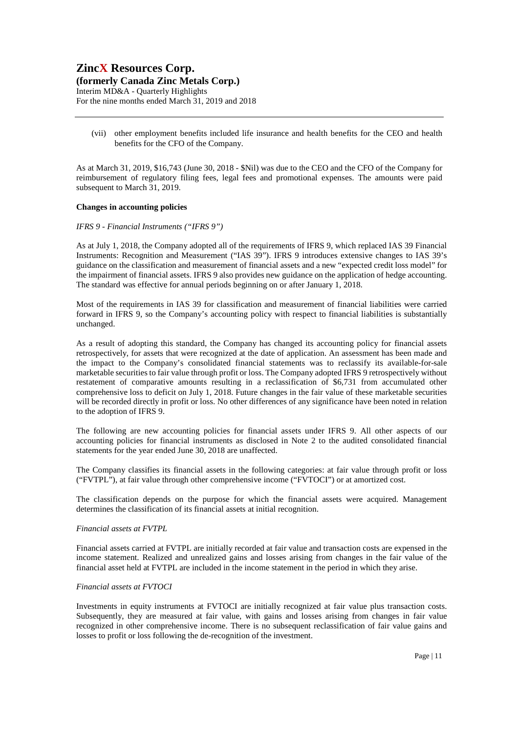(vii) other employment benefits included life insurance and health benefits for the CEO and health benefits for the CFO of the Company.

As at March 31, 2019, $16,743 (June 30, 2018 - $Nil) was due to the CEO and the CFO of the Company for reimbursement of regulatory filing fees, legal fees and promotional expenses. The amounts were paid subsequent to March 31, 2019.

**Changes in accounting policies**

*IFRS 9 - Financial Instruments ("IFRS 9")*

As at July 1, 2018, the Company adopted all of the requirements of IFRS 9, which replaced IAS 39 Financial Instruments: Recognition and Measurement ("IAS 39"). IFRS 9 introduces extensive changes to IAS 39's guidance on the classification and measurement of financial assets and a new "expected credit loss model" for the impairment of financial assets. IFRS 9 also provides new guidance on the application of hedge accounting. The standard was effective for annual periods beginning on or after January 1, 2018.

Most of the requirements in IAS 39 for classification and measurement of financial liabilities were carried forward in IFRS 9, so the Company's accounting policy with respect to financial liabilities is substantially unchanged.

As a result of adopting this standard, the Company has changed its accounting policy for financial assets retrospectively, for assets that were recognized at the date of application. An assessment has been made and the impact to the Company's consolidated financial statements was to reclassify its available-for-sale marketable securities to fair value through profit or loss. The Company adopted IFRS 9 retrospectively without restatement of comparative amounts resulting in a reclassification of $6,731 from accumulated other comprehensive loss to deficit on July 1, 2018. Future changes in the fair value of these marketable securities will be recorded directly in profit or loss. No other differences of any significance have been noted in relation to the adoption of IFRS 9.

The following are new accounting policies for financial assets under IFRS 9. All other aspects of our accounting policies for financial instruments as disclosed in Note 2 to the audited consolidated financial statements for the year ended June 30, 2018 are unaffected.

The Company classifies its financial assets in the following categories: at fair value through profit or loss ("FVTPL"), at fair value through other comprehensive income ("FVTOCI") or at amortized cost.

The classification depends on the purpose for which the financial assets were acquired. Management determines the classification of its financial assets at initial recognition.

*Financial assets at FVTPL*

Financial assets carried at FVTPL are initially recorded at fair value and transaction costs are expensed in the income statement. Realized and unrealized gains and losses arising from changes in the fair value of the financial asset held at FVTPL are included in the income statement in the period in which they arise.

*Financial assets at FVTOCI*

Investments in equity instruments at FVTOCI are initially recognized at fair value plus transaction costs. Subsequently, they are measured at fair value, with gains and losses arising from changes in fair value recognized in other comprehensive income. There is no subsequent reclassification of fair value gains and losses to profit or loss following the de-recognition of the investment.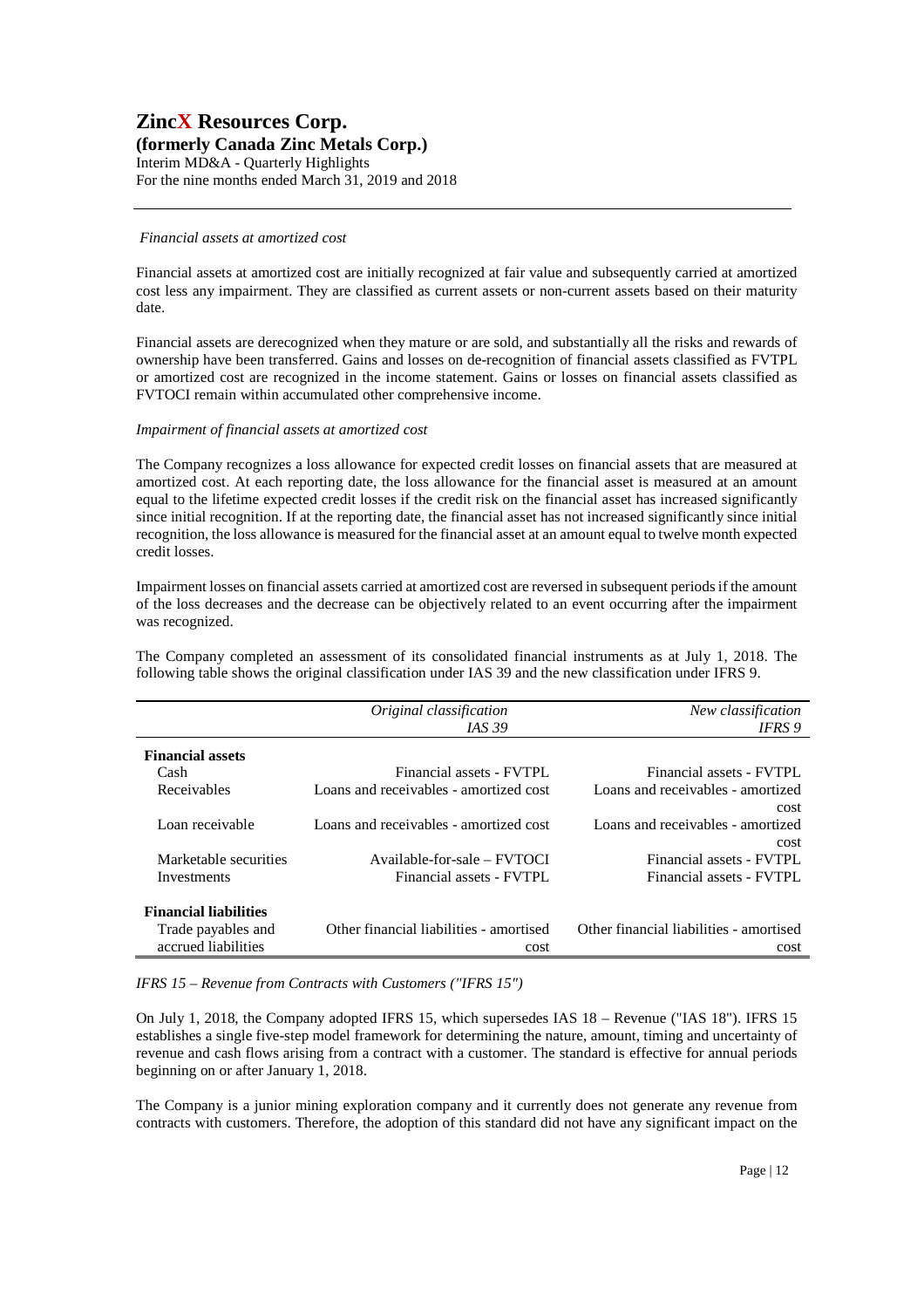*Financial assets at amortized cost*

Financial assets at amortized cost are initially recognized at fair value and subsequently carried at amortized cost less any impairment. They are classified as current assets or non-current assets based on their maturity date.

Financial assets are derecognized when they mature or are sold, and substantially all the risks and rewards of ownership have been transferred. Gains and losses on de-recognition of financial assets classified as FVTPL or amortized cost are recognized in the income statement. Gains or losses on financial assets classified as FVTOCI remain within accumulated other comprehensive income.

*Impairment of financial assets at amortized cost*

The Company recognizes a loss allowance for expected credit losses on financial assets that are measured at amortized cost. At each reporting date, the loss allowance for the financial asset is measured at an amount equal to the lifetime expected credit losses if the credit risk on the financial asset has increased significantly since initial recognition. If at the reporting date, the financial asset has not increased significantly since initial recognition, the loss allowance is measured for the financial asset at an amount equal to twelve month expected credit losses.

Impairment losses on financial assets carried at amortized cost are reversed in subsequent periods if the amount of the loss decreases and the decrease can be objectively related to an event occurring after the impairment was recognized.

The Company completed an assessment of its consolidated financial instruments as at July 1, 2018. The following table shows the original classification under IAS 39 and the new classification under IFRS 9.

| | *Original classification IAS 39* | *New classification IFRS 9* |
|---|---|---|
| **Financial assets** | | |
| Cash | Financial assets - FVTPL | Financial assets - FVTPL |
| Receivables | Loans and receivables - amortized cost | Loans and receivables - amortized cost |
| Loan receivable | Loans and receivables - amortized cost | Loans and receivables - amortized cost |
| Marketable securities | Available-for-sale – FVTOCI | Financial assets - FVTPL |
| Investments | Financial assets - FVTPL | Financial assets - FVTPL |
| **Financial liabilities** | | |
| Trade payables and accrued liabilities | Other financial liabilities - amortised cost | Other financial liabilities - amortised cost |

*IFRS 15 – Revenue from Contracts with Customers ("IFRS 15")*

On July 1, 2018, the Company adopted IFRS 15, which supersedes IAS 18 – Revenue ("IAS 18"). IFRS 15 establishes a single five-step model framework for determining the nature, amount, timing and uncertainty of revenue and cash flows arising from a contract with a customer. The standard is effective for annual periods beginning on or after January 1, 2018.

The Company is a junior mining exploration company and it currently does not generate any revenue from contracts with customers. Therefore, the adoption of this standard did not have any significant impact on the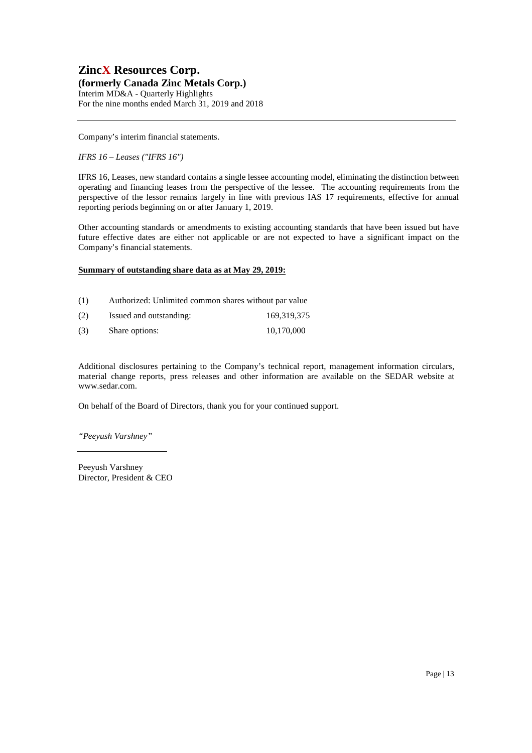Company's interim financial statements.

*IFRS 16 – Leases ("IFRS 16")*

IFRS 16, Leases, new standard contains a single lessee accounting model, eliminating the distinction between operating and financing leases from the perspective of the lessee. The accounting requirements from the perspective of the lessor remains largely in line with previous IAS 17 requirements, effective for annual reporting periods beginning on or after January 1, 2019.

Other accounting standards or amendments to existing accounting standards that have been issued but have future effective dates are either not applicable or are not expected to have a significant impact on the Company's financial statements.

**Summary of outstanding share data as at May 29, 2019:**

| | | |
|---|---|---|
| (1) | Authorized: Unlimited common shares without par value | |
| (2) | Issued and outstanding: | 169,319,375 |
| (3) | Share options: | 10,170,000 |

Additional disclosures pertaining to the Company's technical report, management information circulars, material change reports, press releases and other information are available on the SEDAR website at www.sedar.com.

On behalf of the Board of Directors, thank you for your continued support.

*"Peeyush Varshney"*

Peeyush Varshney
Director, President & CEO